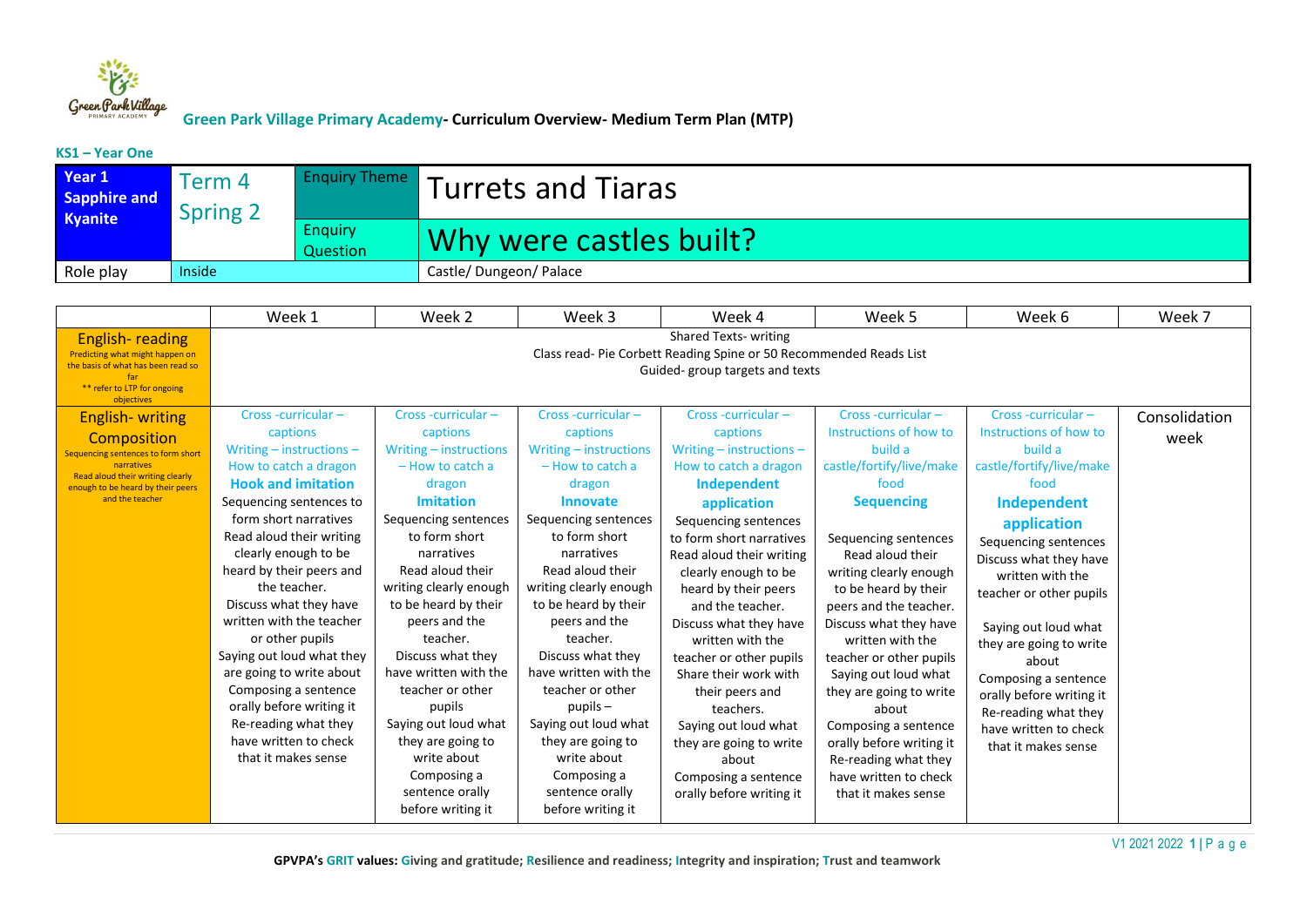**Green Park Village Primary Academy- Curriculum Overview- Medium Term Plan (MTP)**

**KS1 – Year One**

| **Year 1 Sapphire and Kyanite** | Term 4 Spring 2 | Enquiry Theme | Turrets and Tiaras |
|---|---|---|---|
| | | Enquiry Question | Why were castles built? |
| Role play | Inside | | Castle/ Dungeon/ Palace |

| | Week 1 | Week 2 | Week 3 | Week 4 | Week 5 | Week 6 | Week 7 |
|---|---|---|---|---|---|---|---|
| English- reading<br>Predicting what might happen on the basis of what has been read so far<br>** refer to LTP for ongoing objectives | Shared Texts- writing<br>Class read- Pie Corbett Reading Spine or 50 Recommended Reads List<br>Guided- group targets and texts | | | | | | |
| English- writing<br>Composition<br>Sequencing sentences to form short narratives<br>Read aloud their writing clearly enough to be heard by their peers and the teacher | Cross -curricular – captions<br>Writing – instructions – How to catch a dragon<br>**Hook and imitation**<br>Sequencing sentences to form short narratives<br>Read aloud their writing clearly enough to be heard by their peers and the teacher.<br>Discuss what they have written with the teacher or other pupils<br>Saying out loud what they are going to write about<br>Composing a sentence orally before writing it<br>Re-reading what they have written to check that it makes sense | Cross -curricular – captions<br>Writing – instructions – How to catch a dragon<br>**Imitation**<br>Sequencing sentences to form short narratives<br>Read aloud their writing clearly enough to be heard by their peers and the teacher.<br>Discuss what they have written with the teacher or other pupils<br>Saying out loud what they are going to write about<br>Composing a sentence orally before writing it | Cross -curricular – captions<br>Writing – instructions – How to catch a dragon<br>**Innovate**<br>Sequencing sentences to form short narratives<br>Read aloud their writing clearly enough to be heard by their peers and the teacher.<br>Discuss what they have written with the teacher or other pupils –<br>Saying out loud what they are going to write about<br>Composing a sentence orally before writing it | Cross -curricular – captions<br>Writing – instructions – How to catch a dragon<br>**Independent application**<br>Sequencing sentences to form short narratives<br>Read aloud their writing clearly enough to be heard by their peers and the teacher.<br>Discuss what they have written with the teacher or other pupils<br>Share their work with their peers and teachers.<br>Saying out loud what they are going to write about<br>Composing a sentence orally before writing it | Cross -curricular – Instructions of how to build a castle/fortify/live/make food<br>**Sequencing**<br>Sequencing sentences<br>Read aloud their writing clearly enough to be heard by their peers and the teacher.<br>Discuss what they have written with the teacher or other pupils<br>Saying out loud what they are going to write about<br>Composing a sentence orally before writing it<br>Re-reading what they have written to check that it makes sense | Cross -curricular – Instructions of how to build a castle/fortify/live/make food<br>**Independent application**<br>Sequencing sentences<br>Discuss what they have written with the teacher or other pupils<br>Saying out loud what they are going to write about<br>Composing a sentence orally before writing it<br>Re-reading what they have written to check that it makes sense | Consolidation week |

**GPVPA's GRIT values: Giving and gratitude; Resilience and readiness; Integrity and inspiration; Trust and teamwork**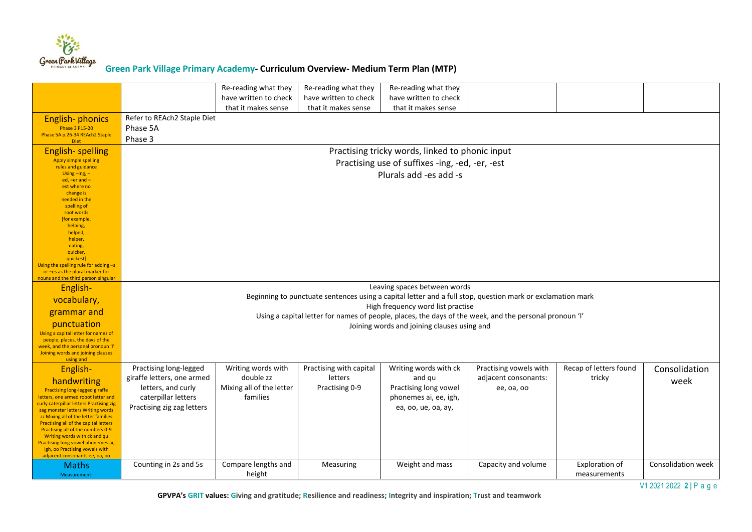## Green Park Village Primary Academy- Curriculum Overview- Medium Term Plan (MTP)

| | | | | | | | |
|---|---|---|---|---|---|---|---|
| | | Re-reading what they have written to check that it makes sense | Re-reading what they have written to check that it makes sense | Re-reading what they have written to check that it makes sense | | | |
| **English- phonics**<br>Phase 3 P15-20<br>Phase 5A p.26-34 REAch2 Staple Diet | Refer to REAch2 Staple Diet<br>Phase 5A<br>Phase 3 | | | | | | |
| **English- spelling**<br>Apply simple spelling rules and guidance<br>Using –ing, –ed, –er and –est where no change is needed in the spelling of root words [for example, helping, helped, helper, eating, quicker, quickest]<br>Using the spelling rule for adding –s or –es as the plural marker for nouns and the third person singular | Practising tricky words, linked to phonic input<br>Practising use of suffixes -ing, -ed, -er, -est<br>Plurals add -es add -s | | | | | | |
| **English- vocabulary, grammar and punctuation**<br>Using a capital letter for names of people, places, the days of the week, and the personal pronoun 'I'<br>Joining words and joining clauses using and | Leaving spaces between words<br>Beginning to punctuate sentences using a capital letter and a full stop, question mark or exclamation mark<br>High frequency word list practise<br>Using a capital letter for names of people, places, the days of the week, and the personal pronoun 'I'<br>Joining words and joining clauses using and | | | | | | |
| **English- handwriting**<br>Practising long-legged giraffe letters, one armed robot letter and curly caterpillar letters Practising zig zag monster letters Writing words zz Mixing all of the letter families Practising all of the capital letters Practising all of the numbers 0-9 Writing words with ck and qu Practising long vowel phonemes ai, igh, oo Practising vowels with adjacent consonants ee, oa, oo | Practising long-legged giraffe letters, one armed letters, and curly caterpillar letters<br>Practising zig zag letters | Writing words with double zz<br>Mixing all of the letter families | Practising with capital letters<br>Practising 0-9 | Writing words with ck and qu<br>Practising long vowel phonemes ai, ee, igh, ea, oo, ue, oa, ay, | Practising vowels with adjacent consonants: ee, oa, oo | Recap of letters found tricky | Consolidation week |
| **Maths**<br>Measurement: | Counting in 2s and 5s | Compare lengths and height | Measuring | Weight and mass | Capacity and volume | Exploration of measurements | Consolidation week |

**GPVPA's GRIT values: Giving and gratitude; Resilience and readiness; Integrity and inspiration; Trust and teamwork**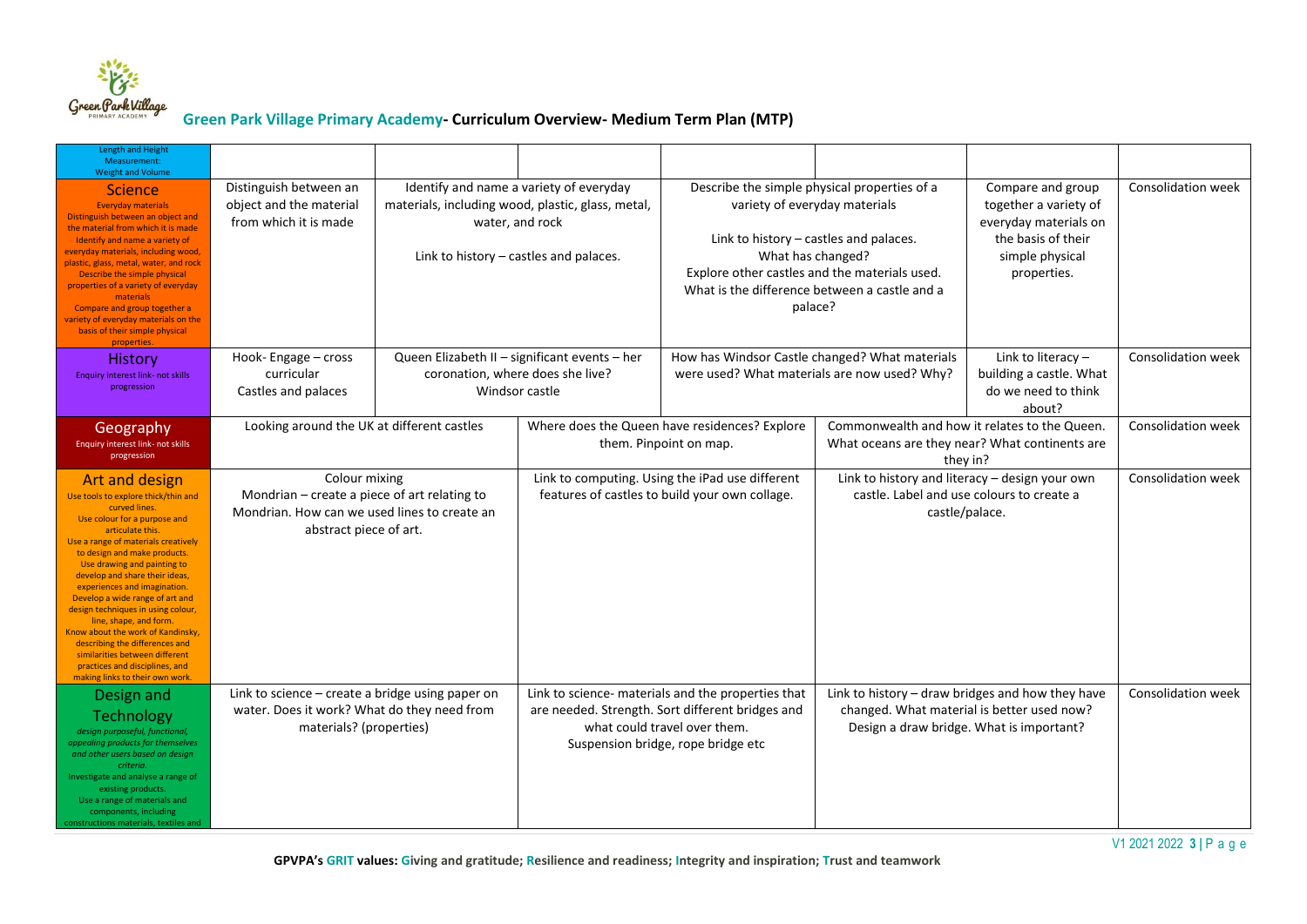## Green Park Village Primary Academy- Curriculum Overview- Medium Term Plan (MTP)

| Subject | | | | | | | |
|---|---|---|---|---|---|---|---|
| Length and Height Measurement: Weight and Volume | | | | | | | |
| **Science** Everyday materials Distinguish between an object and the material from which it is made Identify and name a variety of everyday materials, including wood, plastic, glass, metal, water, and rock Describe the simple physical properties of a variety of everyday materials Compare and group together a variety of everyday materials on the basis of their simple physical properties. | Distinguish between an object and the material from which it is made | Identify and name a variety of everyday materials, including wood, plastic, glass, metal, water, and rock<br><br>Link to history – castles and palaces. | | Describe the simple physical properties of a variety of everyday materials<br><br>Link to history – castles and palaces. What has changed? Explore other castles and the materials used. What is the difference between a castle and a palace? | | Compare and group together a variety of everyday materials on the basis of their simple physical properties. | Consolidation week |
| **History** Enquiry interest link- not skills progression | Hook- Engage – cross curricular Castles and palaces | Queen Elizabeth II – significant events – her coronation, where does she live? Windsor castle | | How has Windsor Castle changed? What materials were used? What materials are now used? Why? | | Link to literacy – building a castle. What do we need to think about? | Consolidation week |
| **Geography** Enquiry interest link- not skills progression | Looking around the UK at different castles | | Where does the Queen have residences? Explore them. Pinpoint on map. | | Commonwealth and how it relates to the Queen. What oceans are they near? What continents are they in? | | Consolidation week |
| **Art and design** Use tools to explore thick/thin and curved lines. Use colour for a purpose and articulate this. Use a range of materials creatively to design and make products. Use drawing and painting to develop and share their ideas, experiences and imagination. Develop a wide range of art and design techniques in using colour, line, shape, and form. Know about the work of Kandinsky, describing the differences and similarities between different practices and disciplines, and making links to their own work. | Colour mixing<br>Mondrian – create a piece of art relating to Mondrian. How can we used lines to create an abstract piece of art. | | Link to computing. Using the iPad use different features of castles to build your own collage. | | Link to history and literacy – design your own castle. Label and use colours to create a castle/palace. | | Consolidation week |
| **Design and Technology** *design purposeful, functional, appealing products for themselves and other users based on design criteria.* Investigate and analyse a range of existing products. Use a range of materials and components, including constructions materials, textiles and | Link to science – create a bridge using paper on water. Does it work? What do they need from materials? (properties) | | Link to science- materials and the properties that are needed. Strength. Sort different bridges and what could travel over them. Suspension bridge, rope bridge etc | | Link to history – draw bridges and how they have changed. What material is better used now? Design a draw bridge. What is important? | | Consolidation week |

GPVPA's GRIT values: Giving and gratitude; Resilience and readiness; Integrity and inspiration; Trust and teamwork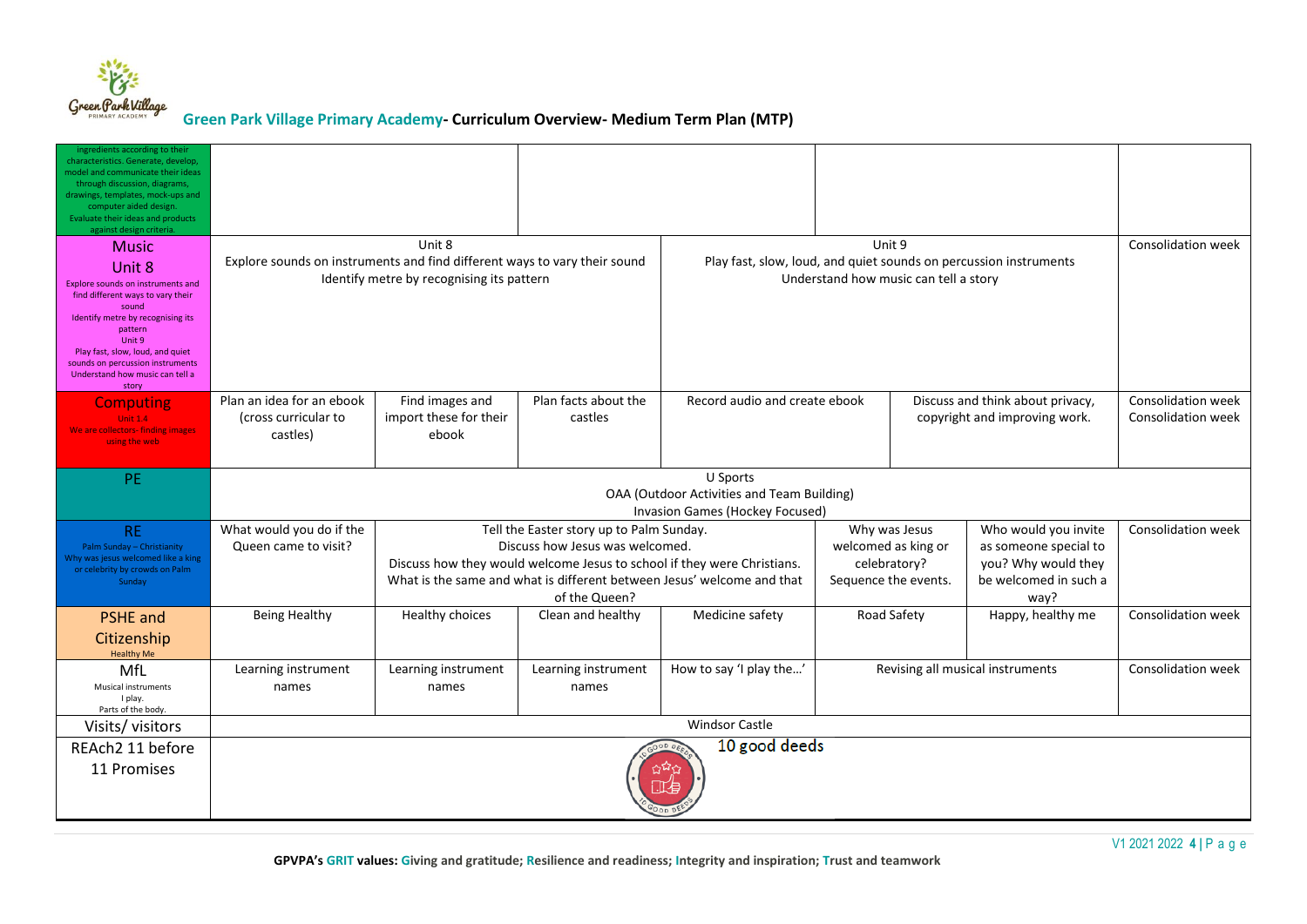## Green Park Village Primary Academy- Curriculum Overview- Medium Term Plan (MTP)

| | | | | | | | |
|---|---|---|---|---|---|---|---|
| ingredients according to their characteristics. Generate, develop, model and communicate their ideas through discussion, diagrams, drawings, templates, mock-ups and computer aided design. Evaluate their ideas and products against design criteria. | | | | | | | |
| **Music** Unit 8 Explore sounds on instruments and find different ways to vary their sound Identify metre by recognising its pattern Unit 9 Play fast, slow, loud, and quiet sounds on percussion instruments Understand how music can tell a story | Unit 8 Explore sounds on instruments and find different ways to vary their sound Identify metre by recognising its pattern | | | Unit 9 Play fast, slow, loud, and quiet sounds on percussion instruments Understand how music can tell a story | | | Consolidation week |
| **Computing** Unit 1.4 We are collectors- finding images using the web | Plan an idea for an ebook (cross curricular to castles) | Find images and import these for their ebook | Plan facts about the castles | Record audio and create ebook | Discuss and think about privacy, copyright and improving work. | | Consolidation week Consolidation week |
| **PE** | U Sports OAA (Outdoor Activities and Team Building) Invasion Games (Hockey Focused) | | | | | | |
| **RE** Palm Sunday – Christianity Why was jesus welcomed like a king or celebrity by crowds on Palm Sunday | What would you do if the Queen came to visit? | Tell the Easter story up to Palm Sunday. Discuss how Jesus was welcomed. Discuss how they would welcome Jesus to school if they were Christians. What is the same and what is different between Jesus' welcome and that of the Queen? | | | Why was Jesus welcomed as king or celebratory? Sequence the events. | Who would you invite as someone special to you? Why would they be welcomed in such a way? | Consolidation week |
| **PSHE and Citizenship** Healthy Me | Being Healthy | Healthy choices | Clean and healthy | Medicine safety | Road Safety | Happy, healthy me | Consolidation week |
| **MfL** Musical instruments I play. Parts of the body. | Learning instrument names | Learning instrument names | Learning instrument names | How to say 'I play the…' | Revising all musical instruments | | Consolidation week |
| **Visits/ visitors** | Windsor Castle | | | | | | |
| **REAch2 11 before 11 Promises** | 10 good deeds | | | | | | |

GPVPA's GRIT values: Giving and gratitude; Resilience and readiness; Integrity and inspiration; Trust and teamwork